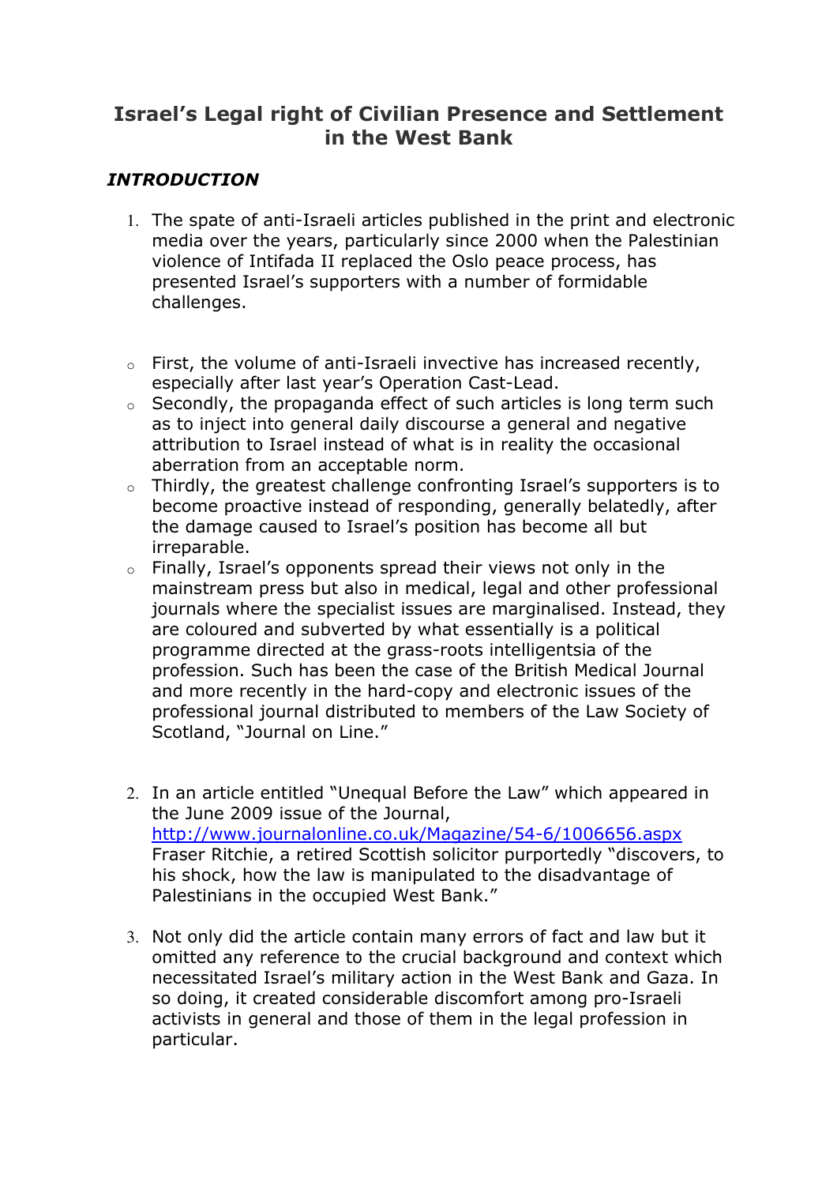# Israel's Legal right of Civilian Presence and Settlement in the West Bank

## *INTRODUCTION*

1. The spate of anti-Israeli articles published in the print and electronic media over the years, particularly since 2000 when the Palestinian violence of Intifada II replaced the Oslo peace process, has presented Israel's supporters with a number of formidable challenges.

- First, the volume of anti-Israeli invective has increased recently, especially after last year's Operation Cast-Lead.
- Secondly, the propaganda effect of such articles is long term such as to inject into general daily discourse a general and negative attribution to Israel instead of what is in reality the occasional aberration from an acceptable norm.
- Thirdly, the greatest challenge confronting Israel's supporters is to become proactive instead of responding, generally belatedly, after the damage caused to Israel's position has become all but irreparable.
- Finally, Israel's opponents spread their views not only in the mainstream press but also in medical, legal and other professional journals where the specialist issues are marginalised. Instead, they are coloured and subverted by what essentially is a political programme directed at the grass-roots intelligentsia of the profession. Such has been the case of the British Medical Journal and more recently in the hard-copy and electronic issues of the professional journal distributed to members of the Law Society of Scotland, "Journal on Line."

2. In an article entitled "Unequal Before the Law" which appeared in the June 2009 issue of the Journal, http://www.journalonline.co.uk/Magazine/54-6/1006656.aspx Fraser Ritchie, a retired Scottish solicitor purportedly "discovers, to his shock, how the law is manipulated to the disadvantage of Palestinians in the occupied West Bank."

3. Not only did the article contain many errors of fact and law but it omitted any reference to the crucial background and context which necessitated Israel's military action in the West Bank and Gaza. In so doing, it created considerable discomfort among pro-Israeli activists in general and those of them in the legal profession in particular.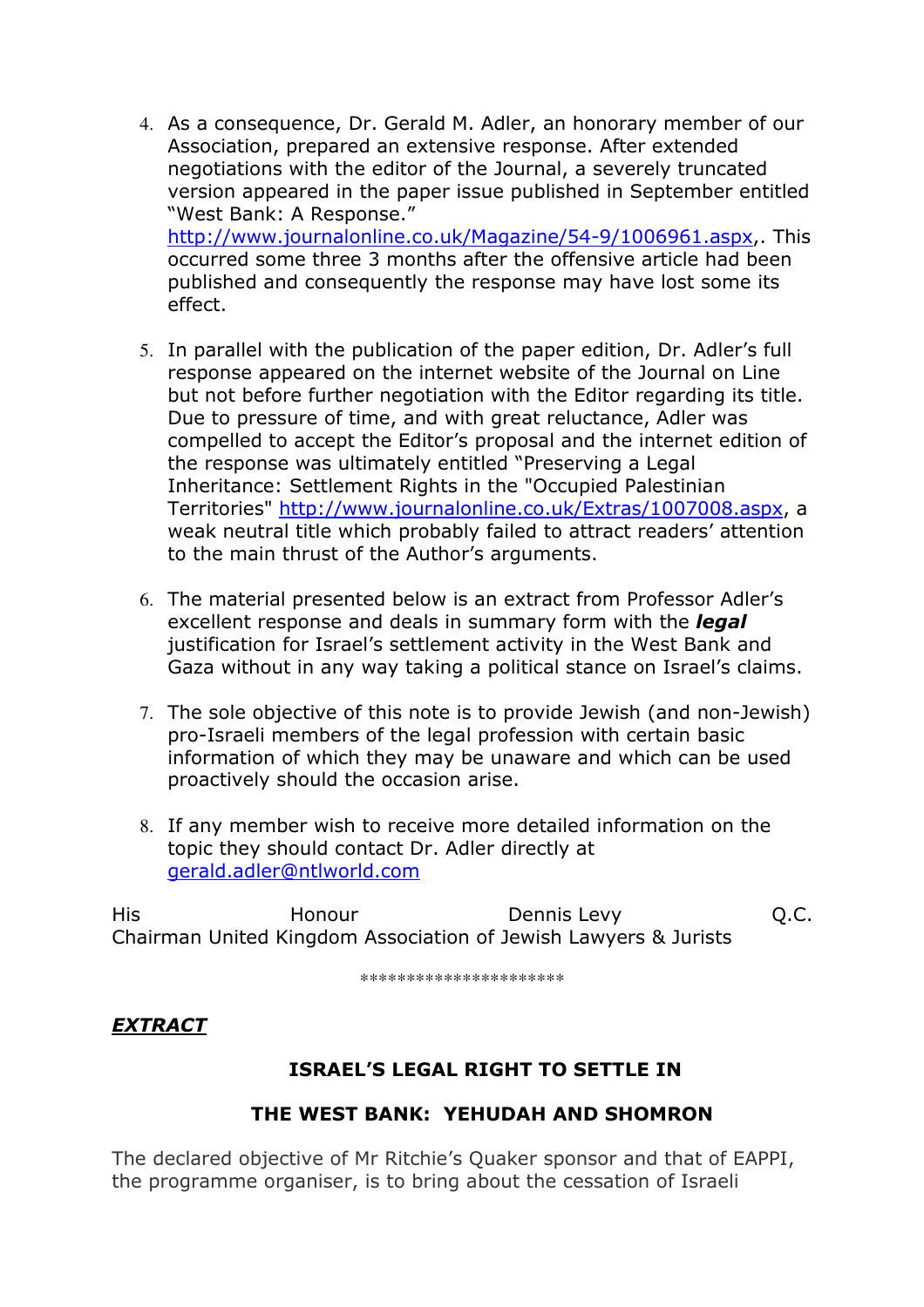4. As a consequence, Dr. Gerald M. Adler, an honorary member of our Association, prepared an extensive response. After extended negotiations with the editor of the Journal, a severely truncated version appeared in the paper issue published in September entitled "West Bank: A Response." http://www.journalonline.co.uk/Magazine/54-9/1006961.aspx,. This occurred some three 3 months after the offensive article had been published and consequently the response may have lost some its effect.

5. In parallel with the publication of the paper edition, Dr. Adler's full response appeared on the internet website of the Journal on Line but not before further negotiation with the Editor regarding its title. Due to pressure of time, and with great reluctance, Adler was compelled to accept the Editor's proposal and the internet edition of the response was ultimately entitled "Preserving a Legal Inheritance: Settlement Rights in the "Occupied Palestinian Territories" http://www.journalonline.co.uk/Extras/1007008.aspx, a weak neutral title which probably failed to attract readers' attention to the main thrust of the Author's arguments.

6. The material presented below is an extract from Professor Adler's excellent response and deals in summary form with the ***legal*** justification for Israel's settlement activity in the West Bank and Gaza without in any way taking a political stance on Israel's claims.

7. The sole objective of this note is to provide Jewish (and non-Jewish) pro-Israeli members of the legal profession with certain basic information of which they may be unaware and which can be used proactively should the occasion arise.

8. If any member wish to receive more detailed information on the topic they should contact Dr. Adler directly at gerald.adler@ntlworld.com

His Honour Dennis Levy Q.C.
Chairman United Kingdom Association of Jewish Lawyers & Jurists

**********************

***<u>EXTRACT</u>***

**ISRAEL'S LEGAL RIGHT TO SETTLE IN**

**THE WEST BANK: YEHUDAH AND SHOMRON**

The declared objective of Mr Ritchie's Quaker sponsor and that of EAPPI, the programme organiser, is to bring about the cessation of Israeli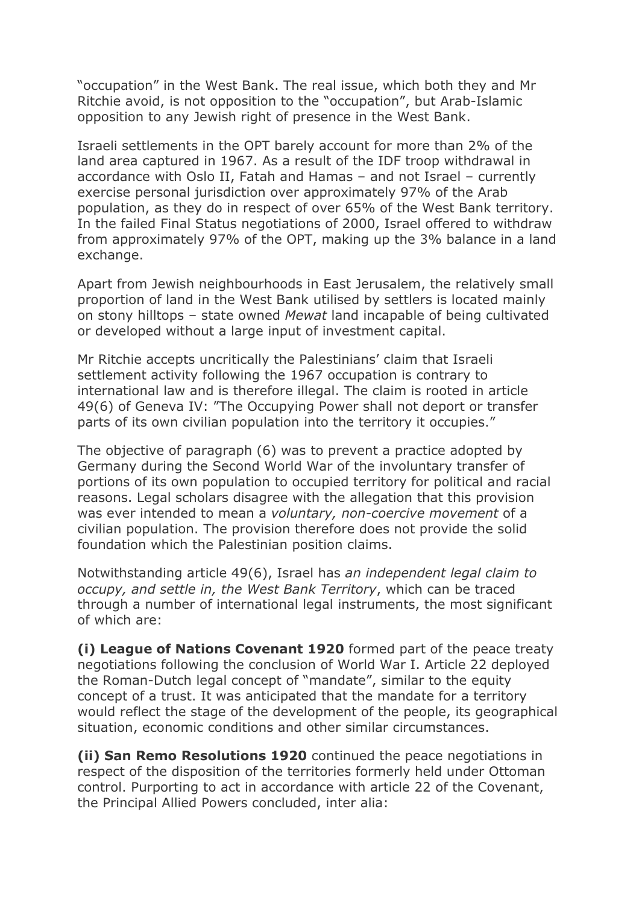"occupation" in the West Bank. The real issue, which both they and Mr Ritchie avoid, is not opposition to the "occupation", but Arab-Islamic opposition to any Jewish right of presence in the West Bank.

Israeli settlements in the OPT barely account for more than 2% of the land area captured in 1967. As a result of the IDF troop withdrawal in accordance with Oslo II, Fatah and Hamas – and not Israel – currently exercise personal jurisdiction over approximately 97% of the Arab population, as they do in respect of over 65% of the West Bank territory. In the failed Final Status negotiations of 2000, Israel offered to withdraw from approximately 97% of the OPT, making up the 3% balance in a land exchange.

Apart from Jewish neighbourhoods in East Jerusalem, the relatively small proportion of land in the West Bank utilised by settlers is located mainly on stony hilltops – state owned *Mewat* land incapable of being cultivated or developed without a large input of investment capital.

Mr Ritchie accepts uncritically the Palestinians' claim that Israeli settlement activity following the 1967 occupation is contrary to international law and is therefore illegal. The claim is rooted in article 49(6) of Geneva IV: "The Occupying Power shall not deport or transfer parts of its own civilian population into the territory it occupies."

The objective of paragraph (6) was to prevent a practice adopted by Germany during the Second World War of the involuntary transfer of portions of its own population to occupied territory for political and racial reasons. Legal scholars disagree with the allegation that this provision was ever intended to mean a *voluntary, non-coercive movement* of a civilian population. The provision therefore does not provide the solid foundation which the Palestinian position claims.

Notwithstanding article 49(6), Israel has *an independent legal claim to occupy, and settle in, the West Bank Territory*, which can be traced through a number of international legal instruments, the most significant of which are:

**(i) League of Nations Covenant 1920** formed part of the peace treaty negotiations following the conclusion of World War I. Article 22 deployed the Roman-Dutch legal concept of "mandate", similar to the equity concept of a trust. It was anticipated that the mandate for a territory would reflect the stage of the development of the people, its geographical situation, economic conditions and other similar circumstances.

**(ii) San Remo Resolutions 1920** continued the peace negotiations in respect of the disposition of the territories formerly held under Ottoman control. Purporting to act in accordance with article 22 of the Covenant, the Principal Allied Powers concluded, inter alia: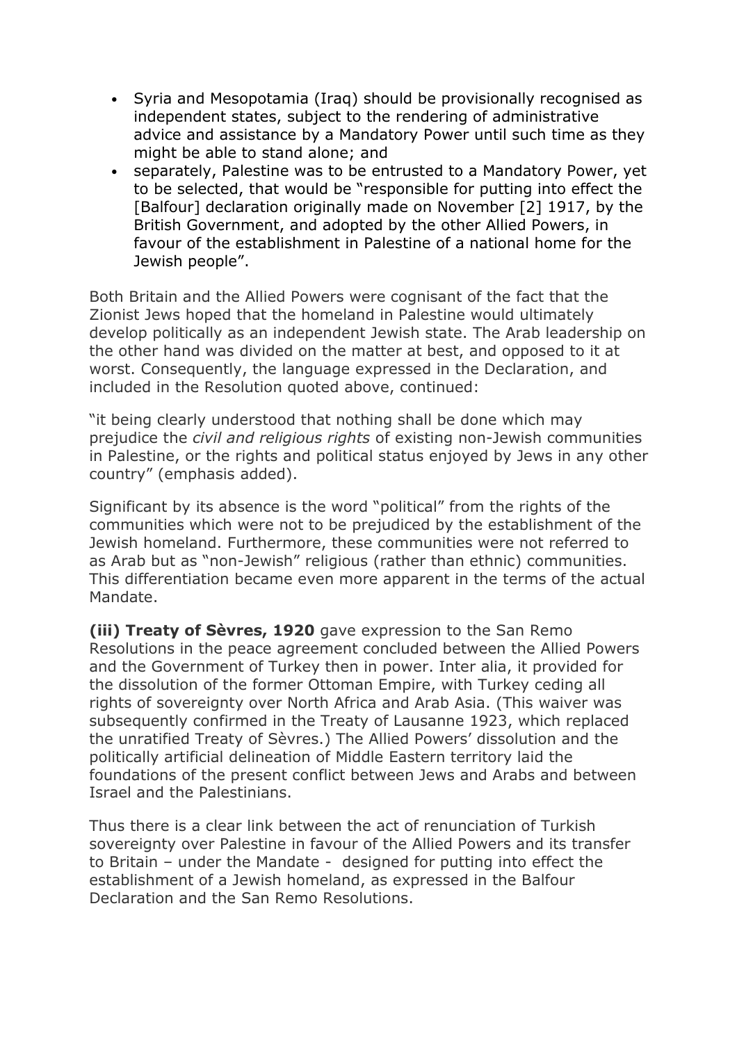- Syria and Mesopotamia (Iraq) should be provisionally recognised as independent states, subject to the rendering of administrative advice and assistance by a Mandatory Power until such time as they might be able to stand alone; and
- separately, Palestine was to be entrusted to a Mandatory Power, yet to be selected, that would be "responsible for putting into effect the [Balfour] declaration originally made on November [2] 1917, by the British Government, and adopted by the other Allied Powers, in favour of the establishment in Palestine of a national home for the Jewish people".

Both Britain and the Allied Powers were cognisant of the fact that the Zionist Jews hoped that the homeland in Palestine would ultimately develop politically as an independent Jewish state. The Arab leadership on the other hand was divided on the matter at best, and opposed to it at worst. Consequently, the language expressed in the Declaration, and included in the Resolution quoted above, continued:

"it being clearly understood that nothing shall be done which may prejudice the *civil and religious rights* of existing non-Jewish communities in Palestine, or the rights and political status enjoyed by Jews in any other country" (emphasis added).

Significant by its absence is the word "political" from the rights of the communities which were not to be prejudiced by the establishment of the Jewish homeland. Furthermore, these communities were not referred to as Arab but as "non-Jewish" religious (rather than ethnic) communities. This differentiation became even more apparent in the terms of the actual Mandate.

**(iii) Treaty of Sèvres, 1920** gave expression to the San Remo Resolutions in the peace agreement concluded between the Allied Powers and the Government of Turkey then in power. Inter alia, it provided for the dissolution of the former Ottoman Empire, with Turkey ceding all rights of sovereignty over North Africa and Arab Asia. (This waiver was subsequently confirmed in the Treaty of Lausanne 1923, which replaced the unratified Treaty of Sèvres.) The Allied Powers' dissolution and the politically artificial delineation of Middle Eastern territory laid the foundations of the present conflict between Jews and Arabs and between Israel and the Palestinians.

Thus there is a clear link between the act of renunciation of Turkish sovereignty over Palestine in favour of the Allied Powers and its transfer to Britain – under the Mandate - designed for putting into effect the establishment of a Jewish homeland, as expressed in the Balfour Declaration and the San Remo Resolutions.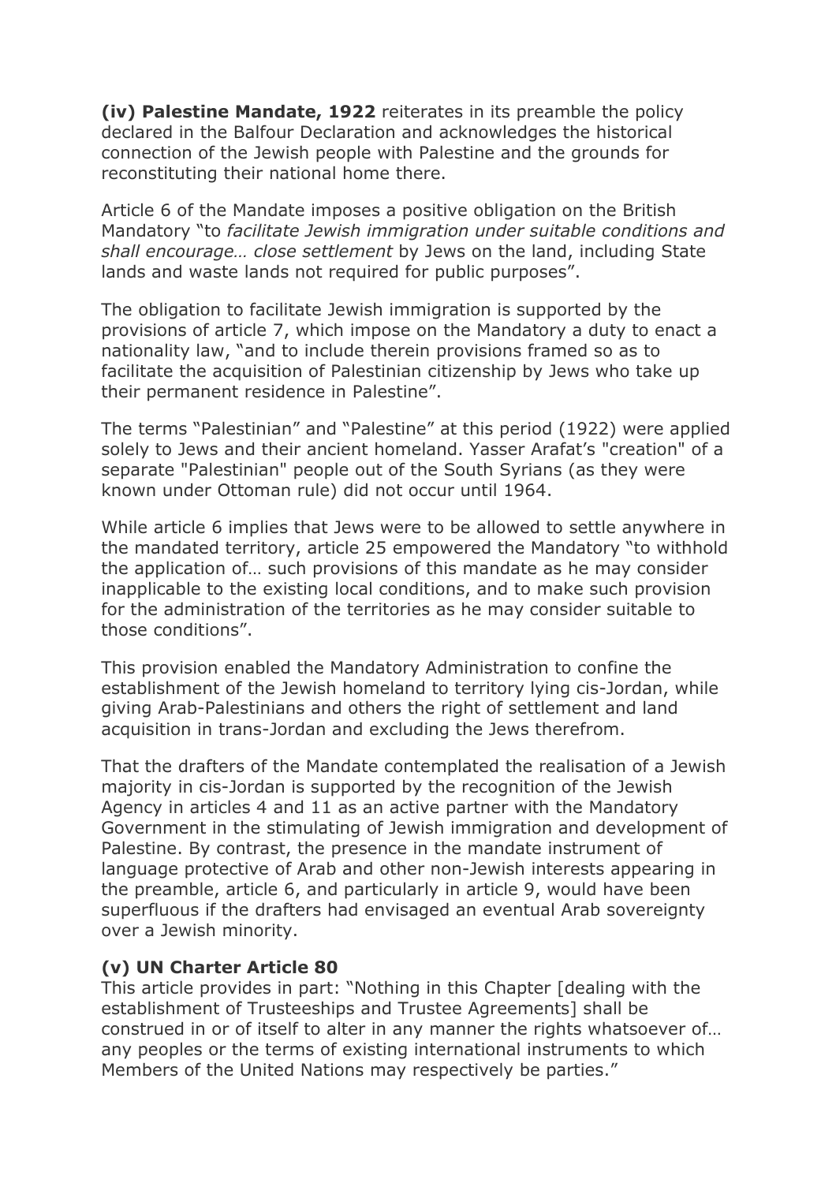**(iv) Palestine Mandate, 1922** reiterates in its preamble the policy declared in the Balfour Declaration and acknowledges the historical connection of the Jewish people with Palestine and the grounds for reconstituting their national home there.

Article 6 of the Mandate imposes a positive obligation on the British Mandatory "to *facilitate Jewish immigration under suitable conditions and shall encourage… close settlement* by Jews on the land, including State lands and waste lands not required for public purposes".

The obligation to facilitate Jewish immigration is supported by the provisions of article 7, which impose on the Mandatory a duty to enact a nationality law, "and to include therein provisions framed so as to facilitate the acquisition of Palestinian citizenship by Jews who take up their permanent residence in Palestine".

The terms "Palestinian" and "Palestine" at this period (1922) were applied solely to Jews and their ancient homeland. Yasser Arafat's "creation" of a separate "Palestinian" people out of the South Syrians (as they were known under Ottoman rule) did not occur until 1964.

While article 6 implies that Jews were to be allowed to settle anywhere in the mandated territory, article 25 empowered the Mandatory "to withhold the application of… such provisions of this mandate as he may consider inapplicable to the existing local conditions, and to make such provision for the administration of the territories as he may consider suitable to those conditions".

This provision enabled the Mandatory Administration to confine the establishment of the Jewish homeland to territory lying cis-Jordan, while giving Arab-Palestinians and others the right of settlement and land acquisition in trans-Jordan and excluding the Jews therefrom.

That the drafters of the Mandate contemplated the realisation of a Jewish majority in cis-Jordan is supported by the recognition of the Jewish Agency in articles 4 and 11 as an active partner with the Mandatory Government in the stimulating of Jewish immigration and development of Palestine. By contrast, the presence in the mandate instrument of language protective of Arab and other non-Jewish interests appearing in the preamble, article 6, and particularly in article 9, would have been superfluous if the drafters had envisaged an eventual Arab sovereignty over a Jewish minority.

**(v) UN Charter Article 80**

This article provides in part: "Nothing in this Chapter [dealing with the establishment of Trusteeships and Trustee Agreements] shall be construed in or of itself to alter in any manner the rights whatsoever of… any peoples or the terms of existing international instruments to which Members of the United Nations may respectively be parties."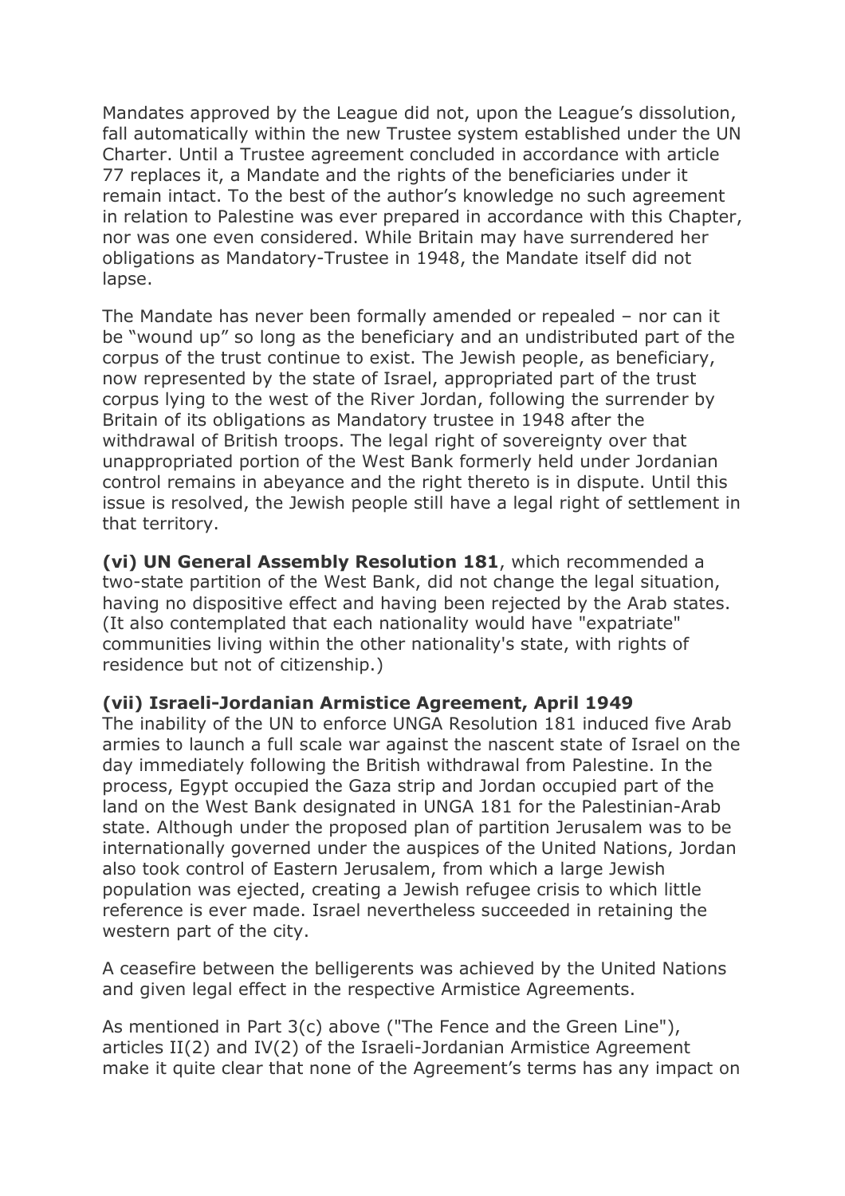Mandates approved by the League did not, upon the League's dissolution, fall automatically within the new Trustee system established under the UN Charter. Until a Trustee agreement concluded in accordance with article 77 replaces it, a Mandate and the rights of the beneficiaries under it remain intact. To the best of the author's knowledge no such agreement in relation to Palestine was ever prepared in accordance with this Chapter, nor was one even considered. While Britain may have surrendered her obligations as Mandatory-Trustee in 1948, the Mandate itself did not lapse.

The Mandate has never been formally amended or repealed – nor can it be "wound up" so long as the beneficiary and an undistributed part of the corpus of the trust continue to exist. The Jewish people, as beneficiary, now represented by the state of Israel, appropriated part of the trust corpus lying to the west of the River Jordan, following the surrender by Britain of its obligations as Mandatory trustee in 1948 after the withdrawal of British troops. The legal right of sovereignty over that unappropriated portion of the West Bank formerly held under Jordanian control remains in abeyance and the right thereto is in dispute. Until this issue is resolved, the Jewish people still have a legal right of settlement in that territory.

**(vi) UN General Assembly Resolution 181**, which recommended a two-state partition of the West Bank, did not change the legal situation, having no dispositive effect and having been rejected by the Arab states. (It also contemplated that each nationality would have "expatriate" communities living within the other nationality's state, with rights of residence but not of citizenship.)

**(vii) Israeli-Jordanian Armistice Agreement, April 1949**

The inability of the UN to enforce UNGA Resolution 181 induced five Arab armies to launch a full scale war against the nascent state of Israel on the day immediately following the British withdrawal from Palestine. In the process, Egypt occupied the Gaza strip and Jordan occupied part of the land on the West Bank designated in UNGA 181 for the Palestinian-Arab state. Although under the proposed plan of partition Jerusalem was to be internationally governed under the auspices of the United Nations, Jordan also took control of Eastern Jerusalem, from which a large Jewish population was ejected, creating a Jewish refugee crisis to which little reference is ever made. Israel nevertheless succeeded in retaining the western part of the city.

A ceasefire between the belligerents was achieved by the United Nations and given legal effect in the respective Armistice Agreements.

As mentioned in Part 3(c) above ("The Fence and the Green Line"), articles II(2) and IV(2) of the Israeli-Jordanian Armistice Agreement make it quite clear that none of the Agreement's terms has any impact on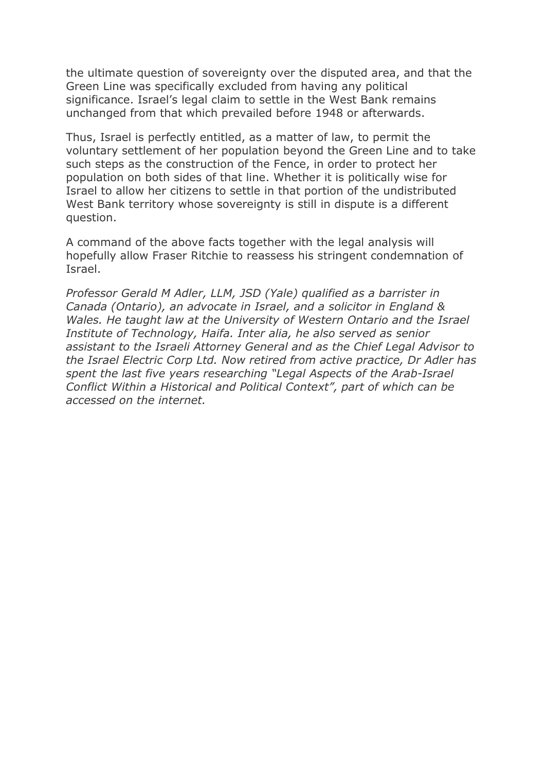the ultimate question of sovereignty over the disputed area, and that the Green Line was specifically excluded from having any political significance. Israel's legal claim to settle in the West Bank remains unchanged from that which prevailed before 1948 or afterwards.

Thus, Israel is perfectly entitled, as a matter of law, to permit the voluntary settlement of her population beyond the Green Line and to take such steps as the construction of the Fence, in order to protect her population on both sides of that line. Whether it is politically wise for Israel to allow her citizens to settle in that portion of the undistributed West Bank territory whose sovereignty is still in dispute is a different question.

A command of the above facts together with the legal analysis will hopefully allow Fraser Ritchie to reassess his stringent condemnation of Israel.

*Professor Gerald M Adler, LLM, JSD (Yale) qualified as a barrister in Canada (Ontario), an advocate in Israel, and a solicitor in England & Wales. He taught law at the University of Western Ontario and the Israel Institute of Technology, Haifa. Inter alia, he also served as senior assistant to the Israeli Attorney General and as the Chief Legal Advisor to the Israel Electric Corp Ltd. Now retired from active practice, Dr Adler has spent the last five years researching "Legal Aspects of the Arab-Israel Conflict Within a Historical and Political Context", part of which can be accessed on the internet.*